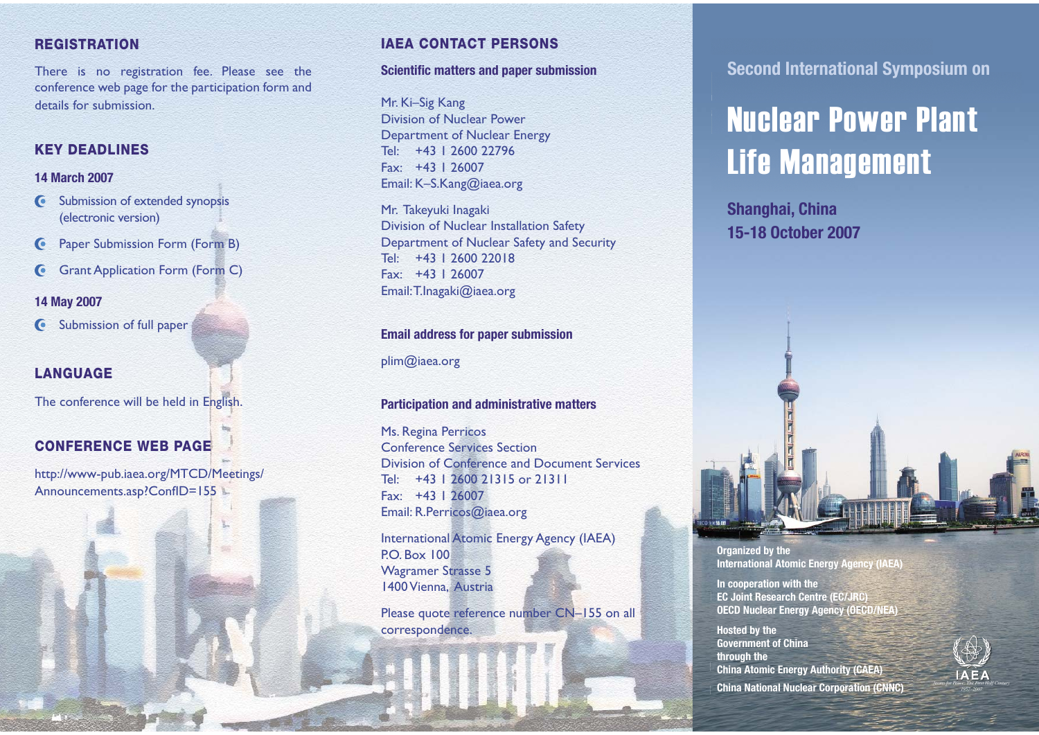## REGISTRATION

There is no registration fee. Please see the conference web page for the participation form and details for submission.

## KEY DEADLINES

### 14 March 2007

- Submission of extended synopsis (electronic version)
- Paper Submission Form (Form B)
- Grant Application Form (Form C)

### 14 May 2007

- Submission of full paper

## LANGUAGE

The conference will be held in English.

## CONFERENCE WEB PAGE

http://www-pub.iaea.org/MTCD/Meetings/Announcements.asp?ConfID=155

## IAEA CONTACT PERSONS

### Scientific matters and paper submission

Mr. Ki–Sig Kang
Division of Nuclear Power
Department of Nuclear Energy
Tel: +43 1 2600 22796
Fax: +43 1 26007
Email: K–S.Kang@iaea.org

Mr. Takeyuki Inagaki
Division of Nuclear Installation Safety
Department of Nuclear Safety and Security
Tel: +43 1 2600 22018
Fax: +43 1 26007
Email: T.Inagaki@iaea.org

### Email address for paper submission

plim@iaea.org

### Participation and administrative matters

Ms. Regina Perricos
Conference Services Section
Division of Conference and Document Services
Tel: +43 1 2600 21315 or 21311
Fax: +43 1 26007
Email: R.Perricos@iaea.org

International Atomic Energy Agency (IAEA)
P.O. Box 100
Wagramer Strasse 5
1400 Vienna, Austria

Please quote reference number CN–155 on all correspondence.

## Second International Symposium on

# Nuclear Power Plant Life Management

### Shanghai, China
### 15-18 October 2007

**Organized by the**
**International Atomic Energy Agency (IAEA)**

**In cooperation with the**
**EC Joint Research Centre (EC/JRC)**
**OECD Nuclear Energy Agency (OECD/NEA)**

**Hosted by the**
**Government of China**
**through the**
**China Atomic Energy Authority (CAEA)**
**China National Nuclear Corporation (CNNC)**

IAEA
Atoms for Peace: The First Half Century
1957–2007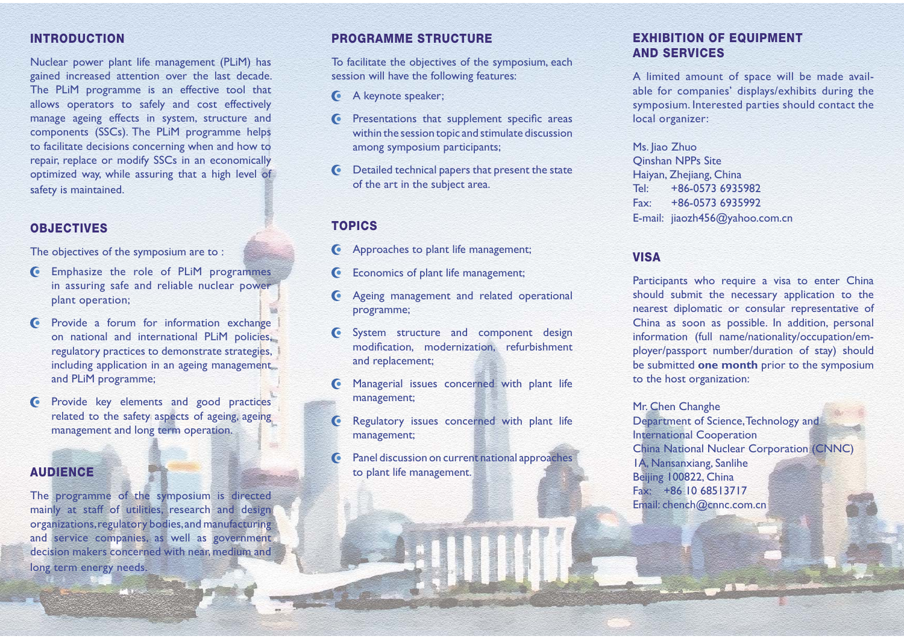## INTRODUCTION

Nuclear power plant life management (PLiM) has gained increased attention over the last decade. The PLiM programme is an effective tool that allows operators to safely and cost effectively manage ageing effects in system, structure and components (SSCs). The PLiM programme helps to facilitate decisions concerning when and how to repair, replace or modify SSCs in an economically optimized way, while assuring that a high level of safety is maintained.

## OBJECTIVES

The objectives of the symposium are to :

- Emphasize the role of PLiM programmes in assuring safe and reliable nuclear power plant operation;
- Provide a forum for information exchange on national and international PLiM policies, regulatory practices to demonstrate strategies, including application in an ageing management and PLiM programme;
- Provide key elements and good practices related to the safety aspects of ageing, ageing management and long term operation.

## AUDIENCE

The programme of the symposium is directed mainly at staff of utilities, research and design organizations, regulatory bodies, and manufacturing and service companies, as well as government decision makers concerned with near, medium and long term energy needs.

## PROGRAMME STRUCTURE

To facilitate the objectives of the symposium, each session will have the following features:

- A keynote speaker;
- Presentations that supplement specific areas within the session topic and stimulate discussion among symposium participants;
- Detailed technical papers that present the state of the art in the subject area.

## TOPICS

- Approaches to plant life management;
- Economics of plant life management;
- Ageing management and related operational programme;
- System structure and component design modification, modernization, refurbishment and replacement;
- Managerial issues concerned with plant life management;
- Regulatory issues concerned with plant life management;
- Panel discussion on current national approaches to plant life management.

## EXHIBITION OF EQUIPMENT AND SERVICES

A limited amount of space will be made available for companies' displays/exhibits during the symposium. Interested parties should contact the local organizer:

Ms. Jiao Zhuo
Qinshan NPPs Site
Haiyan, Zhejiang, China
Tel: +86-0573 6935982
Fax: +86-0573 6935992
E-mail: jiaozh456@yahoo.com.cn

## VISA

Participants who require a visa to enter China should submit the necessary application to the nearest diplomatic or consular representative of China as soon as possible. In addition, personal information (full name/nationality/occupation/employer/passport number/duration of stay) should be submitted **one month** prior to the symposium to the host organization:

Mr. Chen Changhe
Department of Science, Technology and International Cooperation
China National Nuclear Corporation (CNNC)
1A, Nansanxiang, Sanlihe
Beijing 100822, China
Fax: +86 10 68513717
Email: chench@cnnc.com.cn